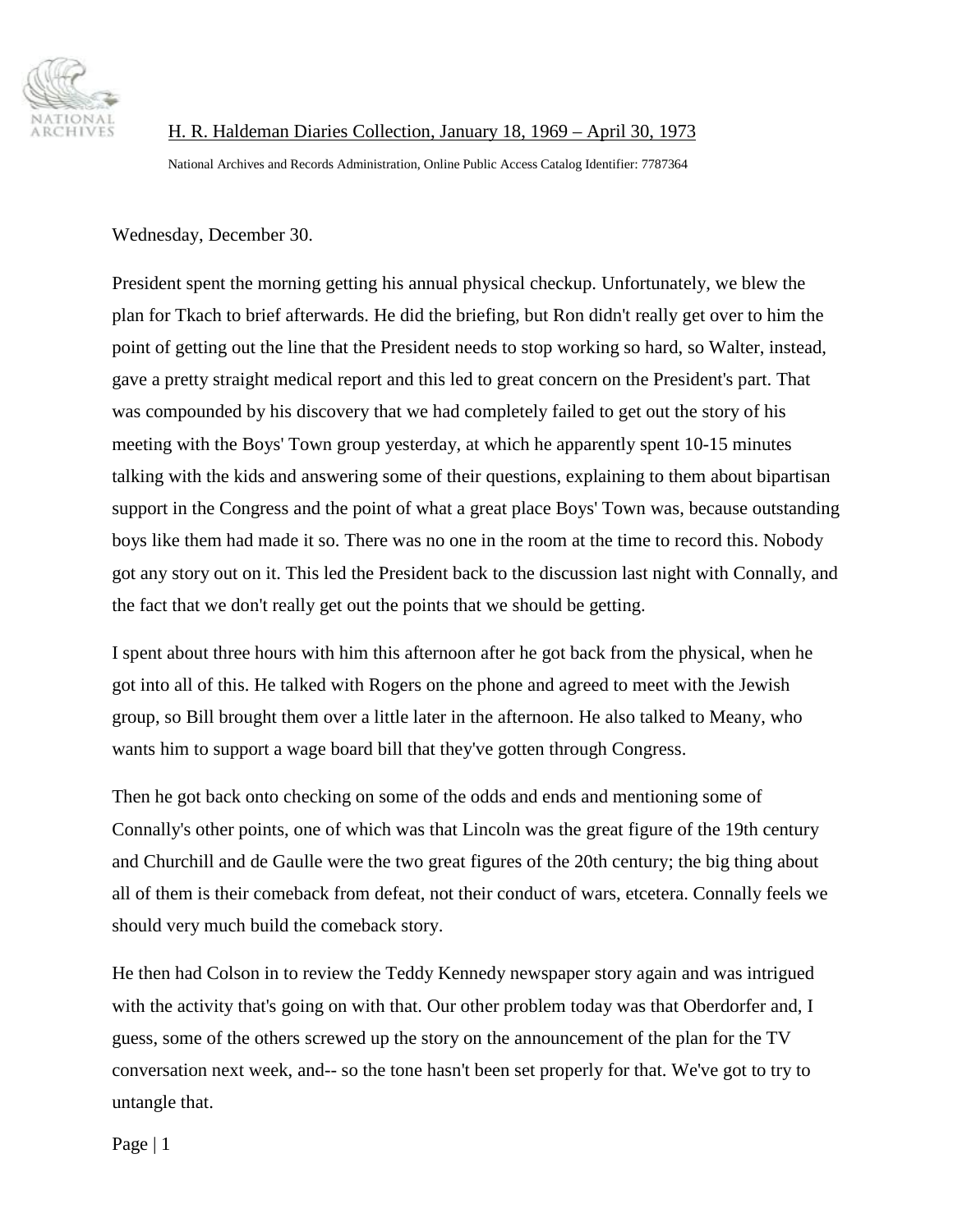H. R. Haldeman Diaries Collection, January 18, 1969 – April 30, 1973

National Archives and Records Administration, Online Public Access Catalog Identifier: 7787364

Wednesday, December 30.

President spent the morning getting his annual physical checkup. Unfortunately, we blew the plan for Tkach to brief afterwards. He did the briefing, but Ron didn't really get over to him the point of getting out the line that the President needs to stop working so hard, so Walter, instead, gave a pretty straight medical report and this led to great concern on the President's part. That was compounded by his discovery that we had completely failed to get out the story of his meeting with the Boys' Town group yesterday, at which he apparently spent 10-15 minutes talking with the kids and answering some of their questions, explaining to them about bipartisan support in the Congress and the point of what a great place Boys' Town was, because outstanding boys like them had made it so. There was no one in the room at the time to record this. Nobody got any story out on it. This led the President back to the discussion last night with Connally, and the fact that we don't really get out the points that we should be getting.

I spent about three hours with him this afternoon after he got back from the physical, when he got into all of this. He talked with Rogers on the phone and agreed to meet with the Jewish group, so Bill brought them over a little later in the afternoon. He also talked to Meany, who wants him to support a wage board bill that they've gotten through Congress.

Then he got back onto checking on some of the odds and ends and mentioning some of Connally's other points, one of which was that Lincoln was the great figure of the 19th century and Churchill and de Gaulle were the two great figures of the 20th century; the big thing about all of them is their comeback from defeat, not their conduct of wars, etcetera. Connally feels we should very much build the comeback story.

He then had Colson in to review the Teddy Kennedy newspaper story again and was intrigued with the activity that's going on with that. Our other problem today was that Oberdorfer and, I guess, some of the others screwed up the story on the announcement of the plan for the TV conversation next week, and-- so the tone hasn't been set properly for that. We've got to try to untangle that.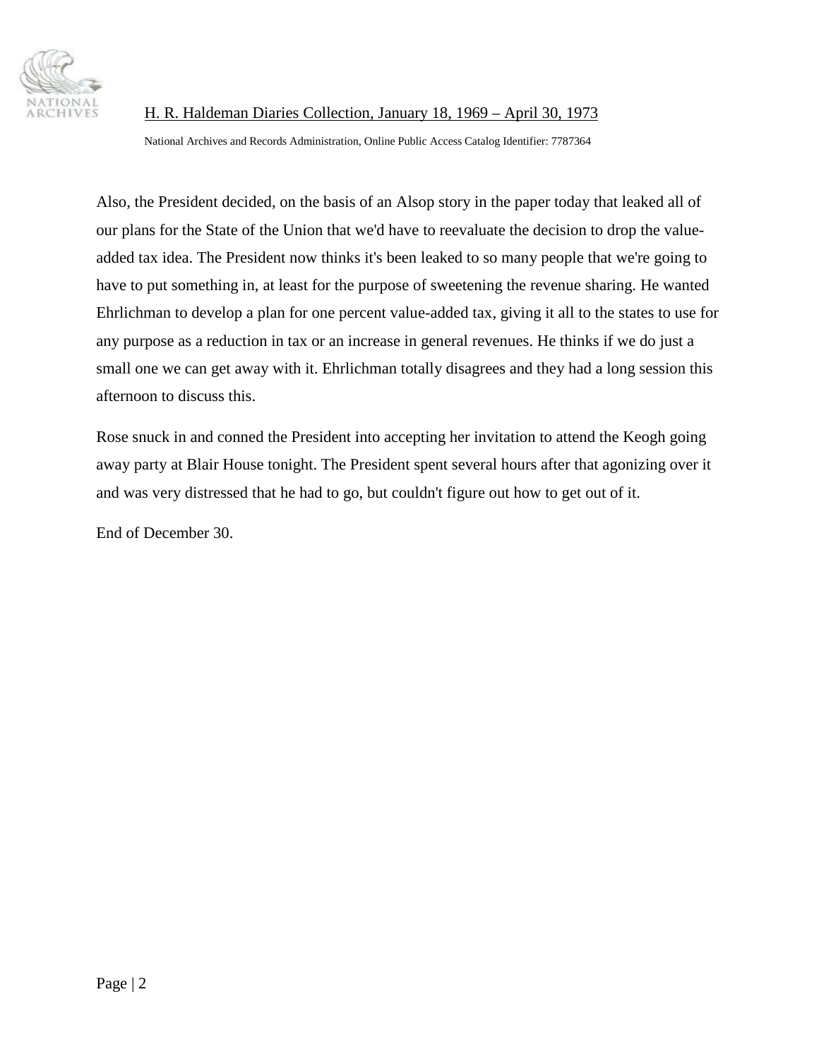Also, the President decided, on the basis of an Alsop story in the paper today that leaked all of our plans for the State of the Union that we'd have to reevaluate the decision to drop the value-added tax idea. The President now thinks it's been leaked to so many people that we're going to have to put something in, at least for the purpose of sweetening the revenue sharing. He wanted Ehrlichman to develop a plan for one percent value-added tax, giving it all to the states to use for any purpose as a reduction in tax or an increase in general revenues. He thinks if we do just a small one we can get away with it. Ehrlichman totally disagrees and they had a long session this afternoon to discuss this.

Rose snuck in and conned the President into accepting her invitation to attend the Keogh going away party at Blair House tonight. The President spent several hours after that agonizing over it and was very distressed that he had to go, but couldn't figure out how to get out of it.

End of December 30.